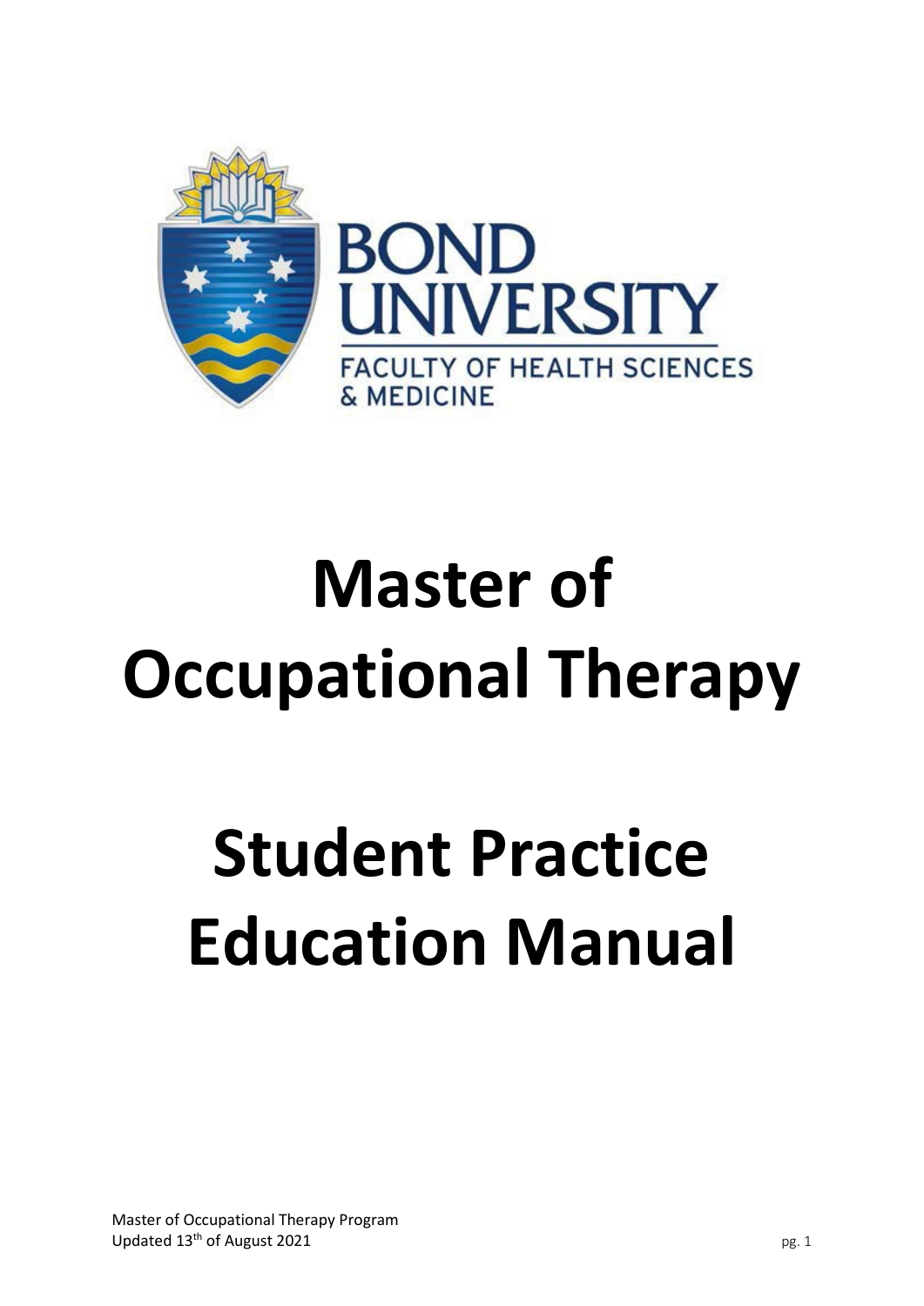BOND UNIVERSITY

FACULTY OF HEALTH SCIENCES & MEDICINE

# Master of Occupational Therapy

# Student Practice Education Manual

Master of Occupational Therapy Program
Updated 13th of August 2021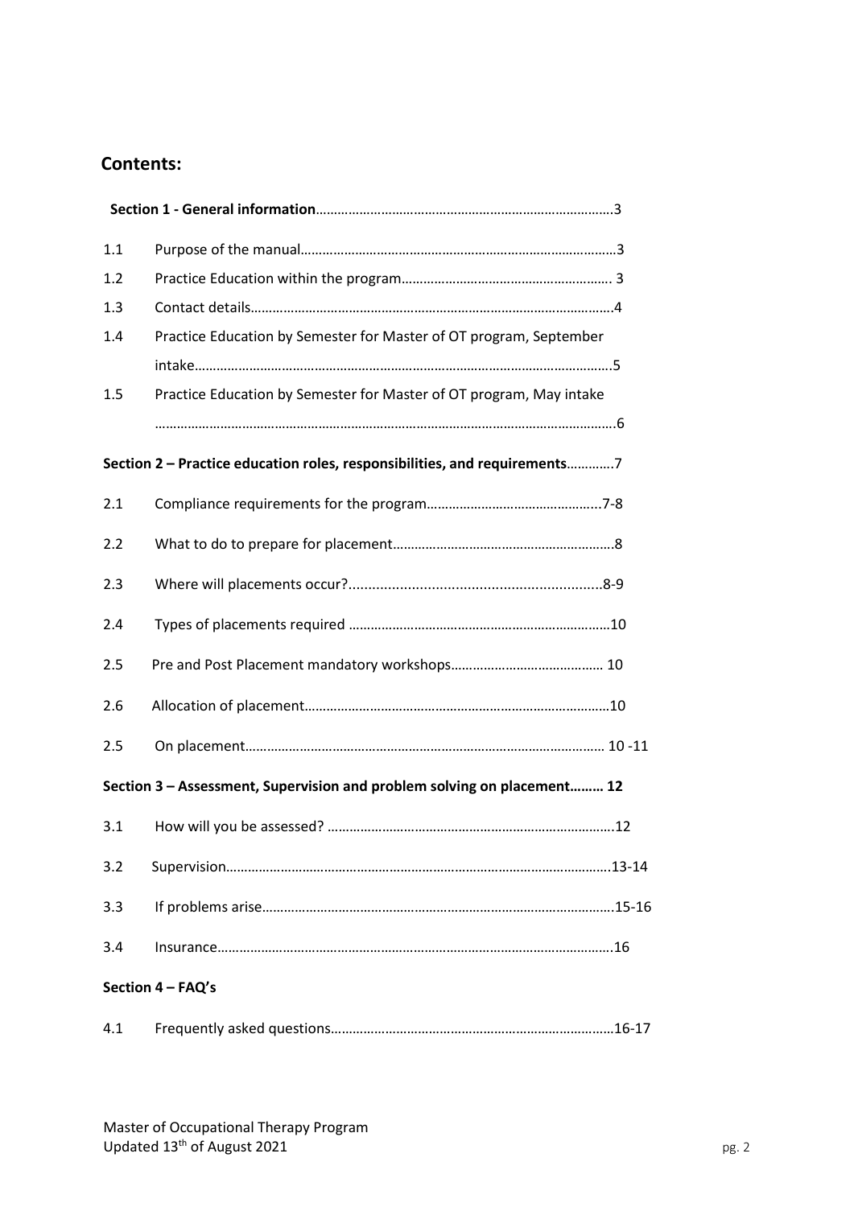## Contents:

**Section 1 - General information**……………………………………………………………………3

| | | |
|---|---|---|
| 1.1 | Purpose of the manual | 3 |
| 1.2 | Practice Education within the program | 3 |
| 1.3 | Contact details | 4 |
| 1.4 | Practice Education by Semester for Master of OT program, September intake | 5 |
| 1.5 | Practice Education by Semester for Master of OT program, May intake | 6 |

**Section 2 – Practice education roles, responsibilities, and requirements**…………7

| | | |
|---|---|---|
| 2.1 | Compliance requirements for the program | 7-8 |
| 2.2 | What to do to prepare for placement | 8 |
| 2.3 | Where will placements occur? | 8-9 |
| 2.4 | Types of placements required | 10 |
| 2.5 | Pre and Post Placement mandatory workshops | 10 |
| 2.6 | Allocation of placement | 10 |
| 2.5 | On placement | 10 -11 |

**Section 3 – Assessment, Supervision and problem solving on placement……… 12**

| | | |
|---|---|---|
| 3.1 | How will you be assessed? | 12 |
| 3.2 | Supervision | 13-14 |
| 3.3 | If problems arise | 15-16 |
| 3.4 | Insurance | 16 |

**Section 4 – FAQ's**

| | | |
|---|---|---|
| 4.1 | Frequently asked questions | 16-17 |

Master of Occupational Therapy Program
Updated 13th of August 2021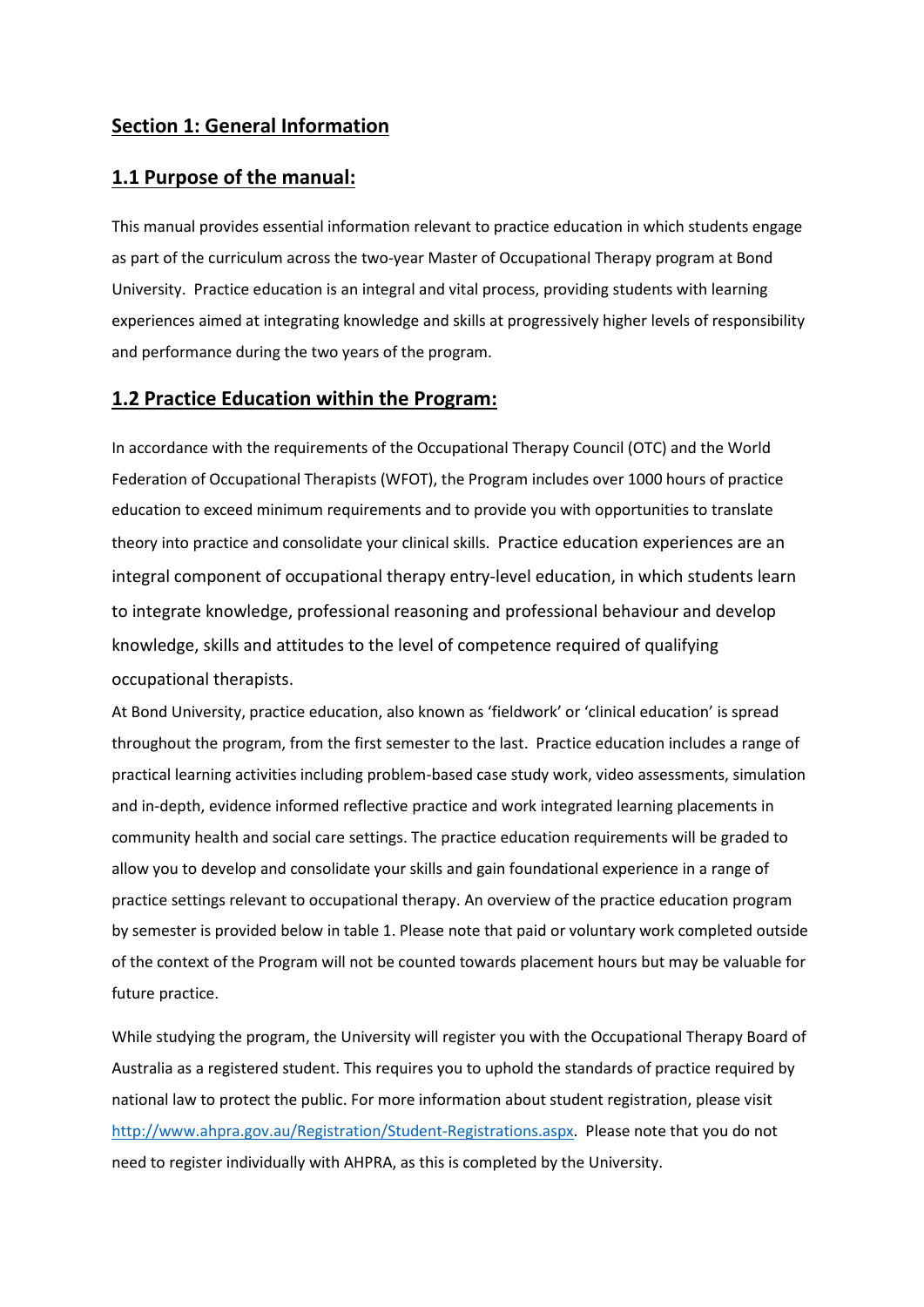## Section 1: General Information

## 1.1 Purpose of the manual:

This manual provides essential information relevant to practice education in which students engage as part of the curriculum across the two-year Master of Occupational Therapy program at Bond University. Practice education is an integral and vital process, providing students with learning experiences aimed at integrating knowledge and skills at progressively higher levels of responsibility and performance during the two years of the program.

## 1.2 Practice Education within the Program:

In accordance with the requirements of the Occupational Therapy Council (OTC) and the World Federation of Occupational Therapists (WFOT), the Program includes over 1000 hours of practice education to exceed minimum requirements and to provide you with opportunities to translate theory into practice and consolidate your clinical skills. Practice education experiences are an integral component of occupational therapy entry-level education, in which students learn to integrate knowledge, professional reasoning and professional behaviour and develop knowledge, skills and attitudes to the level of competence required of qualifying occupational therapists.

At Bond University, practice education, also known as 'fieldwork' or 'clinical education' is spread throughout the program, from the first semester to the last. Practice education includes a range of practical learning activities including problem-based case study work, video assessments, simulation and in-depth, evidence informed reflective practice and work integrated learning placements in community health and social care settings. The practice education requirements will be graded to allow you to develop and consolidate your skills and gain foundational experience in a range of practice settings relevant to occupational therapy. An overview of the practice education program by semester is provided below in table 1. Please note that paid or voluntary work completed outside of the context of the Program will not be counted towards placement hours but may be valuable for future practice.

While studying the program, the University will register you with the Occupational Therapy Board of Australia as a registered student. This requires you to uphold the standards of practice required by national law to protect the public. For more information about student registration, please visit http://www.ahpra.gov.au/Registration/Student-Registrations.aspx. Please note that you do not need to register individually with AHPRA, as this is completed by the University.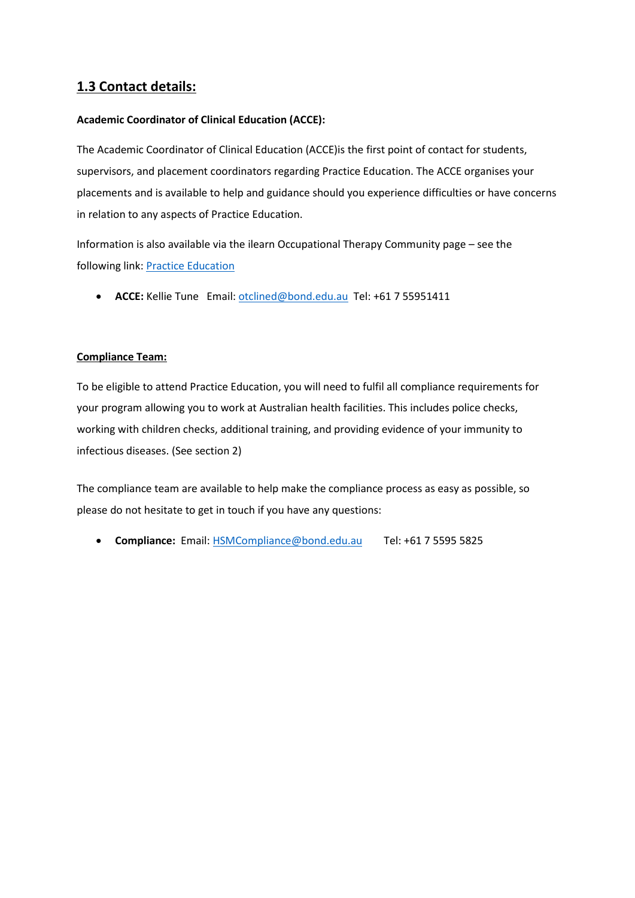## 1.3 Contact details:

**Academic Coordinator of Clinical Education (ACCE):**

The Academic Coordinator of Clinical Education (ACCE)is the first point of contact for students, supervisors, and placement coordinators regarding Practice Education. The ACCE organises your placements and is available to help and guidance should you experience difficulties or have concerns in relation to any aspects of Practice Education.

Information is also available via the ilearn Occupational Therapy Community page – see the following link: Practice Education

- **ACCE:** Kellie Tune Email: otclined@bond.edu.au Tel: +61 7 55951411

**Compliance Team:**

To be eligible to attend Practice Education, you will need to fulfil all compliance requirements for your program allowing you to work at Australian health facilities. This includes police checks, working with children checks, additional training, and providing evidence of your immunity to infectious diseases. (See section 2)

The compliance team are available to help make the compliance process as easy as possible, so please do not hesitate to get in touch if you have any questions:

- **Compliance:** Email: HSMCompliance@bond.edu.au Tel: +61 7 5595 5825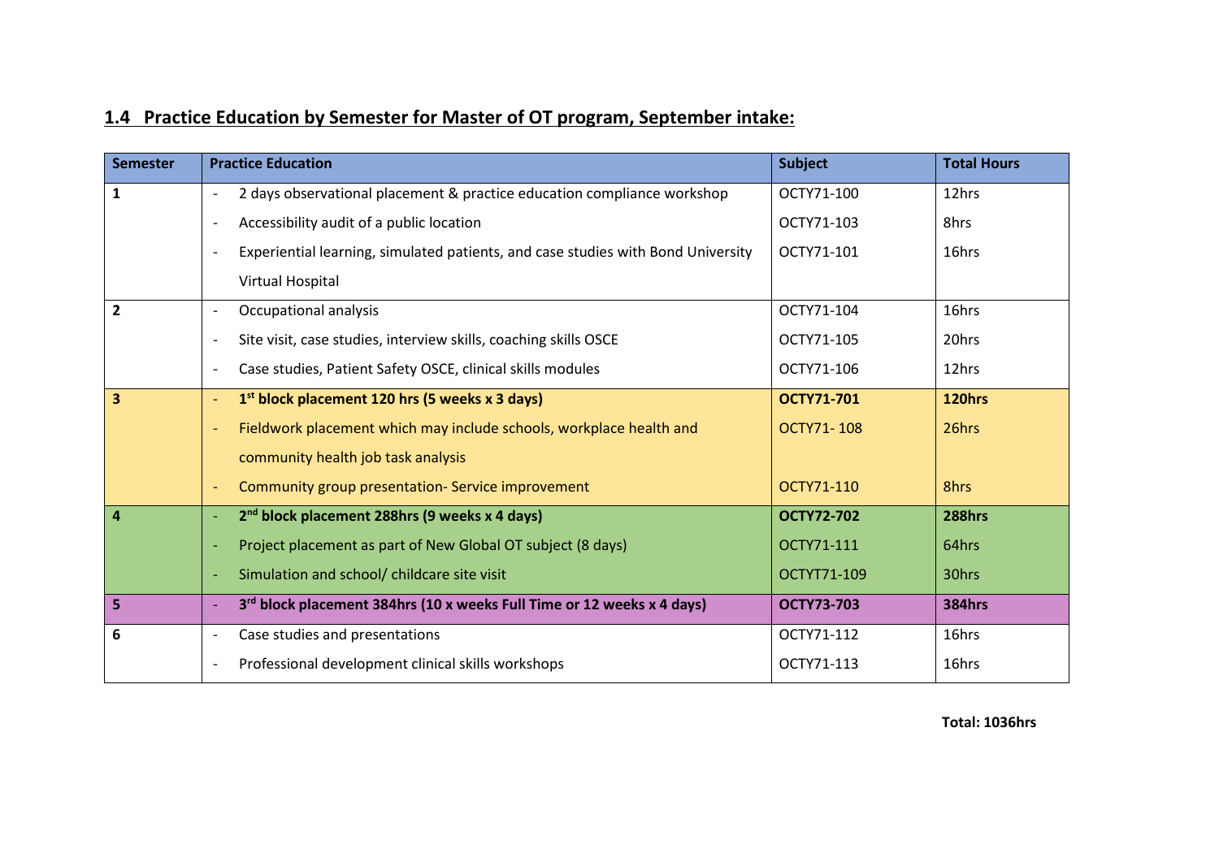## 1.4 Practice Education by Semester for Master of OT program, September intake:

| Semester | Practice Education | Subject | Total Hours |
|---|---|---|---|
| 1 | - 2 days observational placement & practice education compliance workshop | OCTY71-100 | 12hrs |
| | - Accessibility audit of a public location | OCTY71-103 | 8hrs |
| | - Experiential learning, simulated patients, and case studies with Bond University Virtual Hospital | OCTY71-101 | 16hrs |
| 2 | - Occupational analysis | OCTY71-104 | 16hrs |
| | - Site visit, case studies, interview skills, coaching skills OSCE | OCTY71-105 | 20hrs |
| | - Case studies, Patient Safety OSCE, clinical skills modules | OCTY71-106 | 12hrs |
| **3** | - **1st block placement 120 hrs (5 weeks x 3 days)** | **OCTY71-701** | **120hrs** |
| | - Fieldwork placement which may include schools, workplace health and community health job task analysis | OCTY71- 108 | 26hrs |
| | - Community group presentation- Service improvement | OCTY71-110 | 8hrs |
| **4** | - **2nd block placement 288hrs (9 weeks x 4 days)** | **OCTY72-702** | **288hrs** |
| | - Project placement as part of New Global OT subject (8 days) | OCTY71-111 | 64hrs |
| | - Simulation and school/ childcare site visit | OCTYT71-109 | 30hrs |
| **5** | - **3rd block placement 384hrs (10 x weeks Full Time or 12 weeks x 4 days)** | **OCTY73-703** | **384hrs** |
| 6 | - Case studies and presentations | OCTY71-112 | 16hrs |
| | - Professional development clinical skills workshops | OCTY71-113 | 16hrs |

**Total: 1036hrs**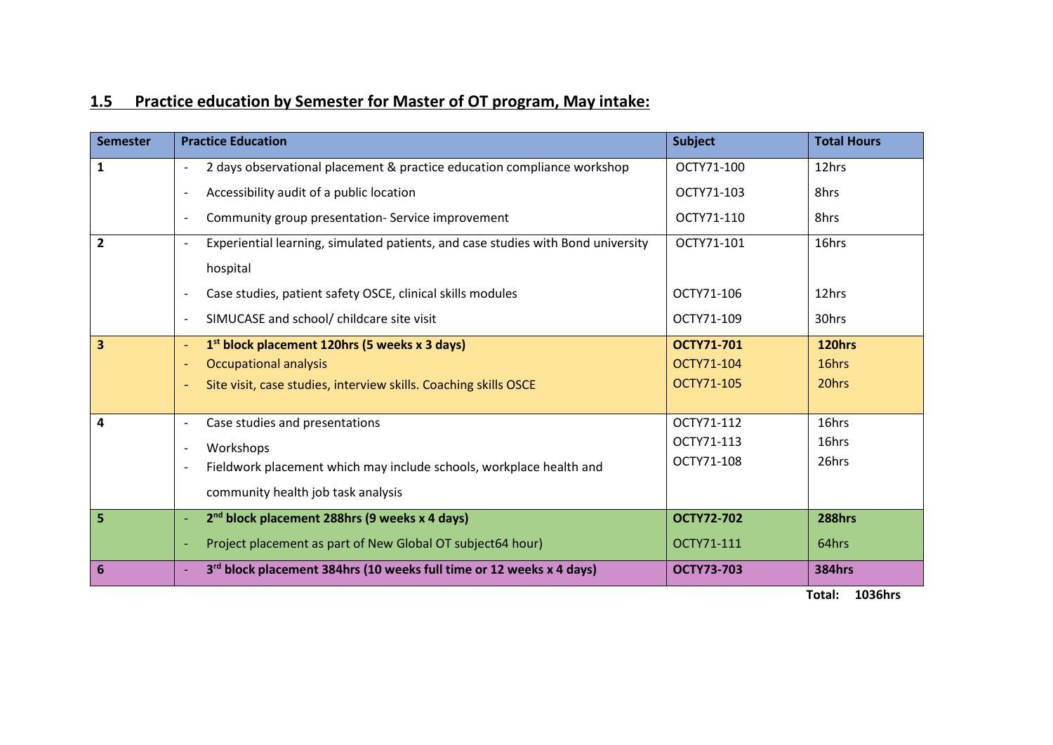## 1.5 Practice education by Semester for Master of OT program, May intake:

| Semester | Practice Education | Subject | Total Hours |
|---|---|---|---|
| 1 | - 2 days observational placement & practice education compliance workshop | OCTY71-100 | 12hrs |
| | - Accessibility audit of a public location | OCTY71-103 | 8hrs |
| | - Community group presentation- Service improvement | OCTY71-110 | 8hrs |
| 2 | - Experiential learning, simulated patients, and case studies with Bond university hospital | OCTY71-101 | 16hrs |
| | - Case studies, patient safety OSCE, clinical skills modules | OCTY71-106 | 12hrs |
| | - SIMUCASE and school/ childcare site visit | OCTY71-109 | 30hrs |
| **3** | - **1st block placement 120hrs (5 weeks x 3 days)** | **OCTY71-701** | **120hrs** |
| | - Occupational analysis | OCTY71-104 | 16hrs |
| | - Site visit, case studies, interview skills. Coaching skills OSCE | OCTY71-105 | 20hrs |
| 4 | - Case studies and presentations | OCTY71-112 | 16hrs |
| | - Workshops | OCTY71-113 | 16hrs |
| | - Fieldwork placement which may include schools, workplace health and community health job task analysis | OCTY71-108 | 26hrs |
| **5** | - **2nd block placement 288hrs (9 weeks x 4 days)** | **OCTY72-702** | **288hrs** |
| | - Project placement as part of New Global OT subject64 hour) | OCTY71-111 | 64hrs |
| **6** | - **3rd block placement 384hrs (10 weeks full time or 12 weeks x 4 days)** | **OCTY73-703** | **384hrs** |
| | | **Total:** | **1036hrs** |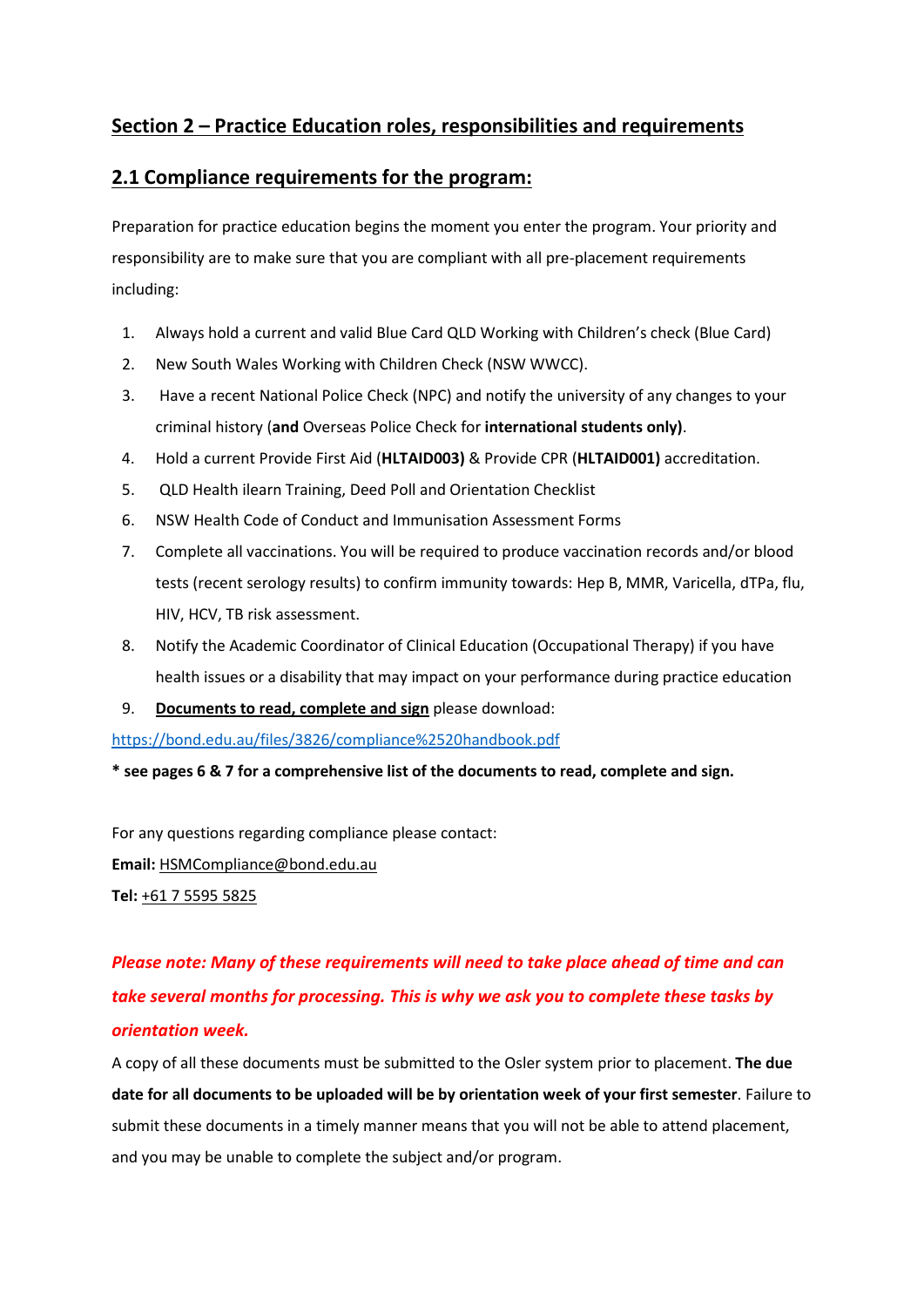## Section 2 – Practice Education roles, responsibilities and requirements

### 2.1 Compliance requirements for the program:

Preparation for practice education begins the moment you enter the program. Your priority and responsibility are to make sure that you are compliant with all pre-placement requirements including:

1. Always hold a current and valid Blue Card QLD Working with Children's check (Blue Card)
2. New South Wales Working with Children Check (NSW WWCC).
3. Have a recent National Police Check (NPC) and notify the university of any changes to your criminal history (**and** Overseas Police Check for **international students only)**.
4. Hold a current Provide First Aid (**HLTAID003)** & Provide CPR (**HLTAID001)** accreditation.
5. QLD Health ilearn Training, Deed Poll and Orientation Checklist
6. NSW Health Code of Conduct and Immunisation Assessment Forms
7. Complete all vaccinations. You will be required to produce vaccination records and/or blood tests (recent serology results) to confirm immunity towards: Hep B, MMR, Varicella, dTPa, flu, HIV, HCV, TB risk assessment.
8. Notify the Academic Coordinator of Clinical Education (Occupational Therapy) if you have health issues or a disability that may impact on your performance during practice education
9. **Documents to read, complete and sign** please download:

https://bond.edu.au/files/3826/compliance%2520handbook.pdf

**\* see pages 6 & 7 for a comprehensive list of the documents to read, complete and sign.**

For any questions regarding compliance please contact:

**Email:** HSMCompliance@bond.edu.au

**Tel:** +61 7 5595 5825

***Please note: Many of these requirements will need to take place ahead of time and can take several months for processing. This is why we ask you to complete these tasks by orientation week.***

A copy of all these documents must be submitted to the Osler system prior to placement. **The due date for all documents to be uploaded will be by orientation week of your first semester**. Failure to submit these documents in a timely manner means that you will not be able to attend placement, and you may be unable to complete the subject and/or program.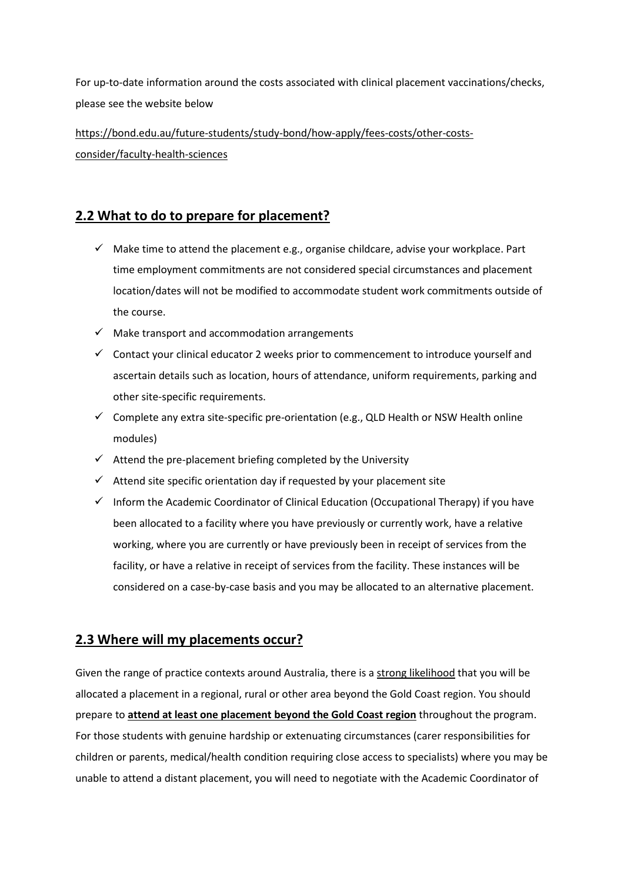For up-to-date information around the costs associated with clinical placement vaccinations/checks, please see the website below

https://bond.edu.au/future-students/study-bond/how-apply/fees-costs/other-costs-consider/faculty-health-sciences

## 2.2 What to do to prepare for placement?

- ✓ Make time to attend the placement e.g., organise childcare, advise your workplace. Part time employment commitments are not considered special circumstances and placement location/dates will not be modified to accommodate student work commitments outside of the course.
- ✓ Make transport and accommodation arrangements
- ✓ Contact your clinical educator 2 weeks prior to commencement to introduce yourself and ascertain details such as location, hours of attendance, uniform requirements, parking and other site-specific requirements.
- ✓ Complete any extra site-specific pre-orientation (e.g., QLD Health or NSW Health online modules)
- ✓ Attend the pre-placement briefing completed by the University
- ✓ Attend site specific orientation day if requested by your placement site
- ✓ Inform the Academic Coordinator of Clinical Education (Occupational Therapy) if you have been allocated to a facility where you have previously or currently work, have a relative working, where you are currently or have previously been in receipt of services from the facility, or have a relative in receipt of services from the facility. These instances will be considered on a case-by-case basis and you may be allocated to an alternative placement.

## 2.3 Where will my placements occur?

Given the range of practice contexts around Australia, there is a strong likelihood that you will be allocated a placement in a regional, rural or other area beyond the Gold Coast region. You should prepare to **attend at least one placement beyond the Gold Coast region** throughout the program. For those students with genuine hardship or extenuating circumstances (carer responsibilities for children or parents, medical/health condition requiring close access to specialists) where you may be unable to attend a distant placement, you will need to negotiate with the Academic Coordinator of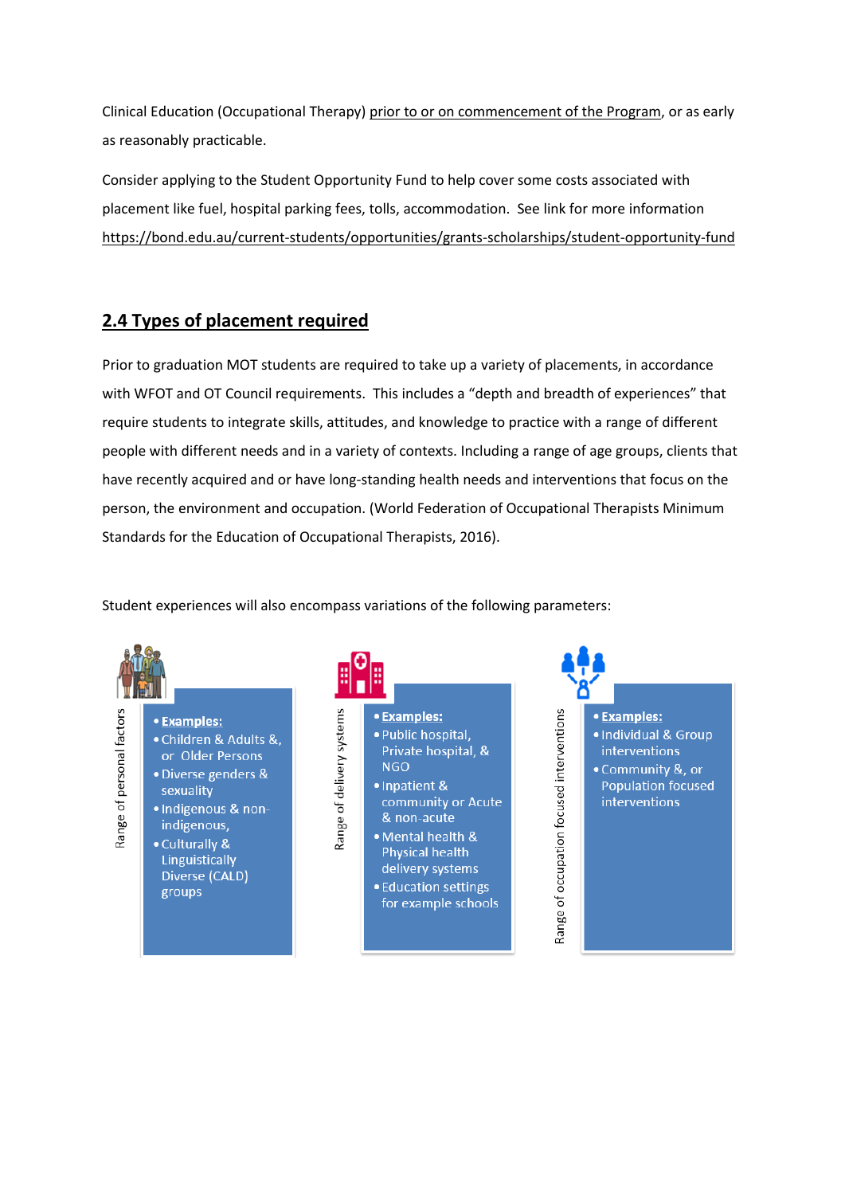Clinical Education (Occupational Therapy) prior to or on commencement of the Program, or as early as reasonably practicable.

Consider applying to the Student Opportunity Fund to help cover some costs associated with placement like fuel, hospital parking fees, tolls, accommodation. See link for more information https://bond.edu.au/current-students/opportunities/grants-scholarships/student-opportunity-fund

## 2.4 Types of placement required

Prior to graduation MOT students are required to take up a variety of placements, in accordance with WFOT and OT Council requirements. This includes a "depth and breadth of experiences" that require students to integrate skills, attitudes, and knowledge to practice with a range of different people with different needs and in a variety of contexts. Including a range of age groups, clients that have recently acquired and or have long-standing health needs and interventions that focus on the person, the environment and occupation. (World Federation of Occupational Therapists Minimum Standards for the Education of Occupational Therapists, 2016).

Student experiences will also encompass variations of the following parameters:

**Range of personal factors**

- **Examples:**
- Children & Adults &, or Older Persons
- Diverse genders & sexuality
- Indigenous & non-indigenous,
- Culturally & Linguistically Diverse (CALD) groups

**Range of delivery systems**

- **Examples:**
- Public hospital, Private hospital, & NGO
- Inpatient & community or Acute & non-acute
- Mental health & Physical health delivery systems
- Education settings for example schools

**Range of occupation focused interventions**

- **Examples:**
- Individual & Group interventions
- Community &, or Population focused interventions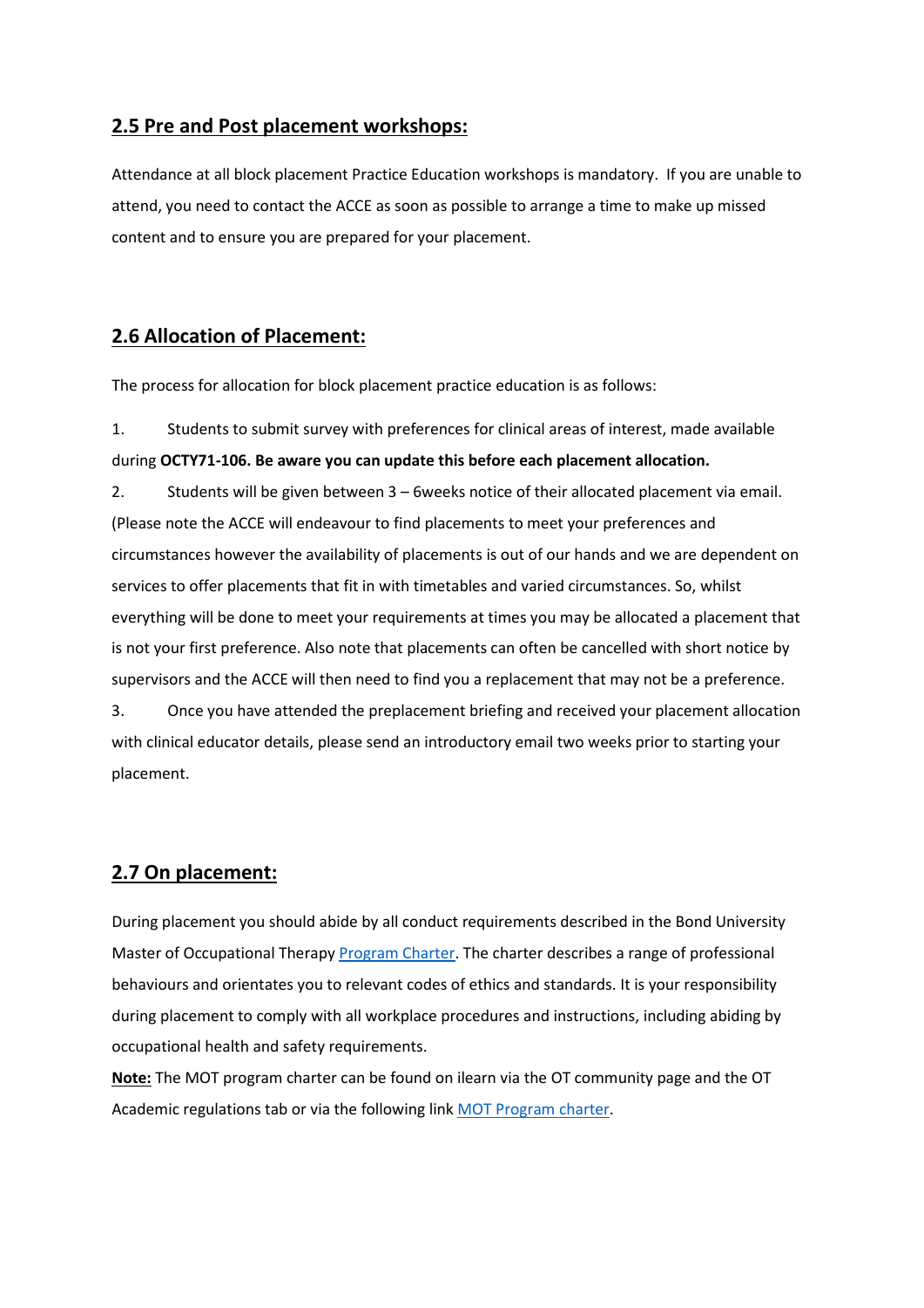## 2.5 Pre and Post placement workshops:

Attendance at all block placement Practice Education workshops is mandatory. If you are unable to attend, you need to contact the ACCE as soon as possible to arrange a time to make up missed content and to ensure you are prepared for your placement.

## 2.6 Allocation of Placement:

The process for allocation for block placement practice education is as follows:

1. Students to submit survey with preferences for clinical areas of interest, made available during **OCTY71-106. Be aware you can update this before each placement allocation.**
2. Students will be given between 3 – 6weeks notice of their allocated placement via email. (Please note the ACCE will endeavour to find placements to meet your preferences and circumstances however the availability of placements is out of our hands and we are dependent on services to offer placements that fit in with timetables and varied circumstances. So, whilst everything will be done to meet your requirements at times you may be allocated a placement that is not your first preference. Also note that placements can often be cancelled with short notice by supervisors and the ACCE will then need to find you a replacement that may not be a preference.
3. Once you have attended the preplacement briefing and received your placement allocation with clinical educator details, please send an introductory email two weeks prior to starting your placement.

## 2.7 On placement:

During placement you should abide by all conduct requirements described in the Bond University Master of Occupational Therapy Program Charter. The charter describes a range of professional behaviours and orientates you to relevant codes of ethics and standards. It is your responsibility during placement to comply with all workplace procedures and instructions, including abiding by occupational health and safety requirements.

**Note:** The MOT program charter can be found on ilearn via the OT community page and the OT Academic regulations tab or via the following link MOT Program charter.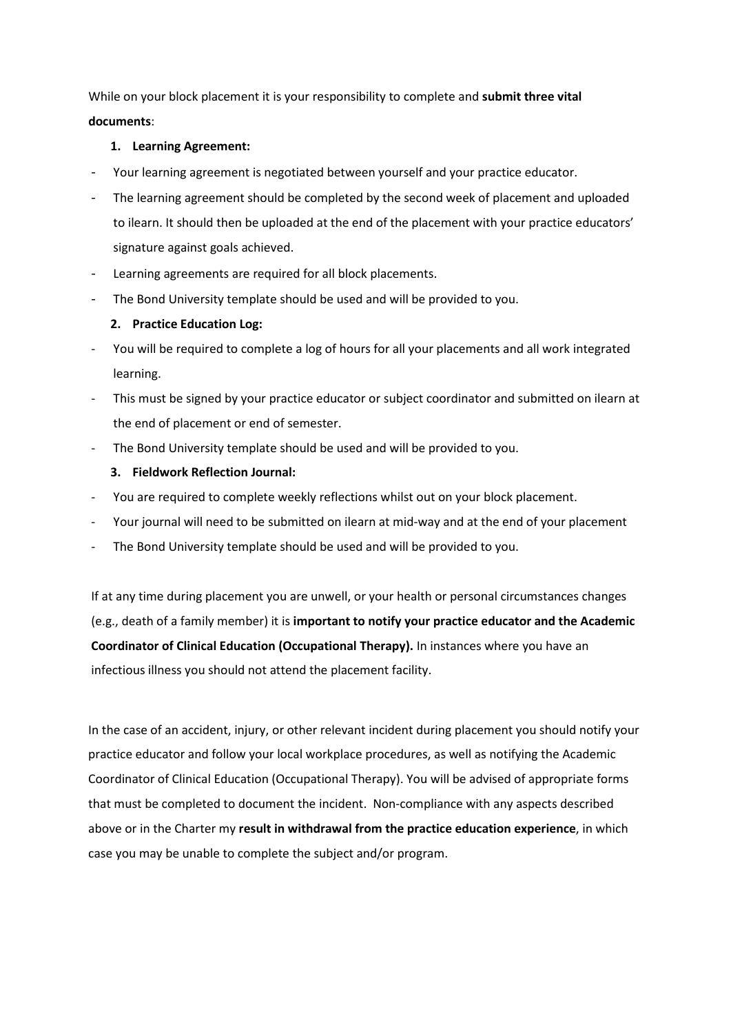While on your block placement it is your responsibility to complete and **submit three vital documents**:

1. **Learning Agreement:**

- Your learning agreement is negotiated between yourself and your practice educator.
- The learning agreement should be completed by the second week of placement and uploaded to ilearn. It should then be uploaded at the end of the placement with your practice educators' signature against goals achieved.
- Learning agreements are required for all block placements.
- The Bond University template should be used and will be provided to you.

2. **Practice Education Log:**

- You will be required to complete a log of hours for all your placements and all work integrated learning.
- This must be signed by your practice educator or subject coordinator and submitted on ilearn at the end of placement or end of semester.
- The Bond University template should be used and will be provided to you.

3. **Fieldwork Reflection Journal:**

- You are required to complete weekly reflections whilst out on your block placement.
- Your journal will need to be submitted on ilearn at mid-way and at the end of your placement
- The Bond University template should be used and will be provided to you.

If at any time during placement you are unwell, or your health or personal circumstances changes (e.g., death of a family member) it is **important to notify your practice educator and the Academic Coordinator of Clinical Education (Occupational Therapy).** In instances where you have an infectious illness you should not attend the placement facility.

In the case of an accident, injury, or other relevant incident during placement you should notify your practice educator and follow your local workplace procedures, as well as notifying the Academic Coordinator of Clinical Education (Occupational Therapy). You will be advised of appropriate forms that must be completed to document the incident. Non-compliance with any aspects described above or in the Charter my **result in withdrawal from the practice education experience**, in which case you may be unable to complete the subject and/or program.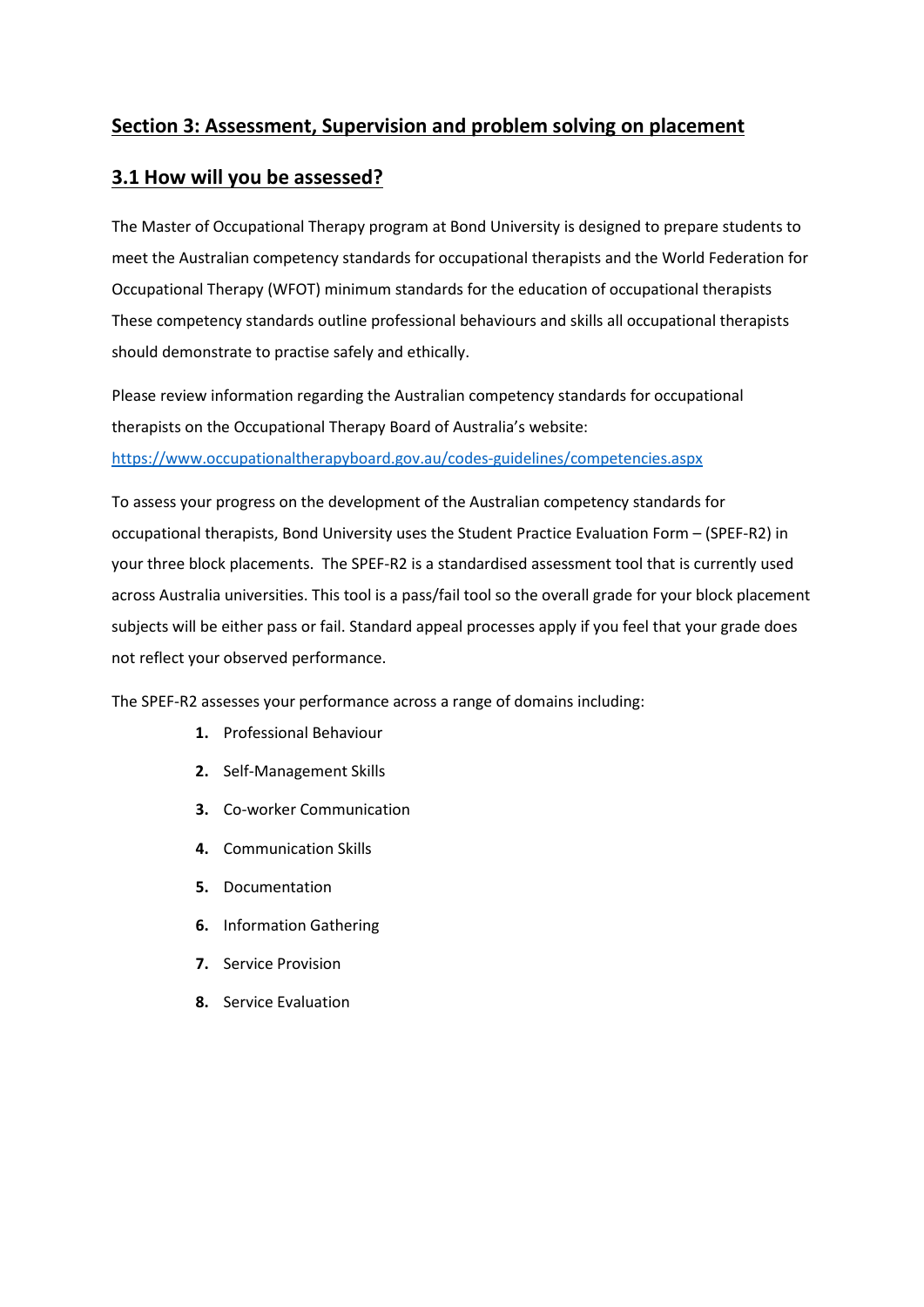## Section 3: Assessment, Supervision and problem solving on placement

### 3.1 How will you be assessed?

The Master of Occupational Therapy program at Bond University is designed to prepare students to meet the Australian competency standards for occupational therapists and the World Federation for Occupational Therapy (WFOT) minimum standards for the education of occupational therapists These competency standards outline professional behaviours and skills all occupational therapists should demonstrate to practise safely and ethically.

Please review information regarding the Australian competency standards for occupational therapists on the Occupational Therapy Board of Australia's website: https://www.occupationaltherapyboard.gov.au/codes-guidelines/competencies.aspx

To assess your progress on the development of the Australian competency standards for occupational therapists, Bond University uses the Student Practice Evaluation Form – (SPEF-R2) in your three block placements. The SPEF-R2 is a standardised assessment tool that is currently used across Australia universities. This tool is a pass/fail tool so the overall grade for your block placement subjects will be either pass or fail. Standard appeal processes apply if you feel that your grade does not reflect your observed performance.

The SPEF-R2 assesses your performance across a range of domains including:

1. Professional Behaviour
2. Self-Management Skills
3. Co-worker Communication
4. Communication Skills
5. Documentation
6. Information Gathering
7. Service Provision
8. Service Evaluation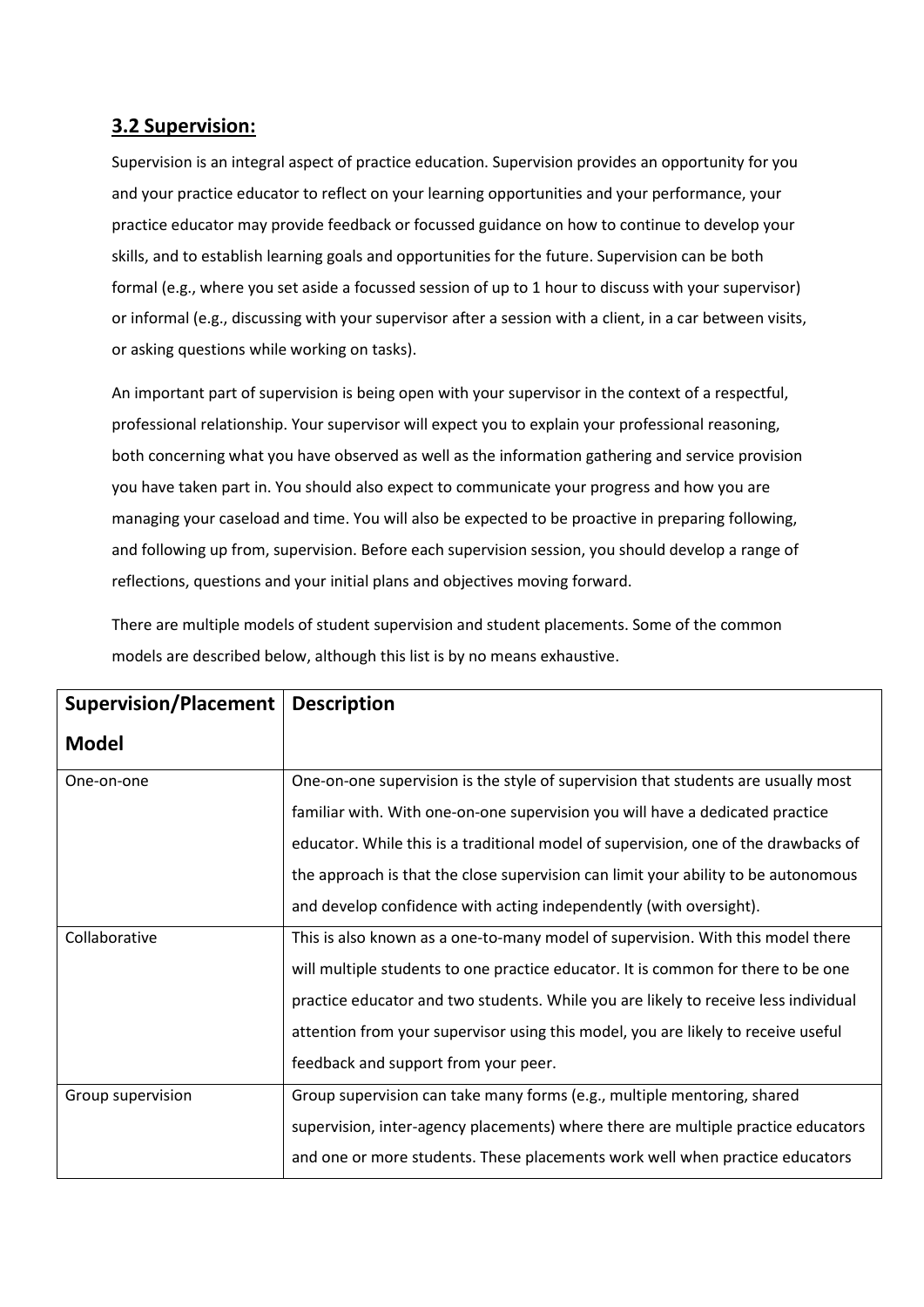## 3.2 Supervision:

Supervision is an integral aspect of practice education. Supervision provides an opportunity for you and your practice educator to reflect on your learning opportunities and your performance, your practice educator may provide feedback or focussed guidance on how to continue to develop your skills, and to establish learning goals and opportunities for the future. Supervision can be both formal (e.g., where you set aside a focussed session of up to 1 hour to discuss with your supervisor) or informal (e.g., discussing with your supervisor after a session with a client, in a car between visits, or asking questions while working on tasks).

An important part of supervision is being open with your supervisor in the context of a respectful, professional relationship. Your supervisor will expect you to explain your professional reasoning, both concerning what you have observed as well as the information gathering and service provision you have taken part in. You should also expect to communicate your progress and how you are managing your caseload and time. You will also be expected to be proactive in preparing following, and following up from, supervision. Before each supervision session, you should develop a range of reflections, questions and your initial plans and objectives moving forward.

There are multiple models of student supervision and student placements. Some of the common models are described below, although this list is by no means exhaustive.

| Supervision/Placement Model | Description |
|---|---|
| One-on-one | One-on-one supervision is the style of supervision that students are usually most familiar with. With one-on-one supervision you will have a dedicated practice educator. While this is a traditional model of supervision, one of the drawbacks of the approach is that the close supervision can limit your ability to be autonomous and develop confidence with acting independently (with oversight). |
| Collaborative | This is also known as a one-to-many model of supervision. With this model there will multiple students to one practice educator. It is common for there to be one practice educator and two students. While you are likely to receive less individual attention from your supervisor using this model, you are likely to receive useful feedback and support from your peer. |
| Group supervision | Group supervision can take many forms (e.g., multiple mentoring, shared supervision, inter-agency placements) where there are multiple practice educators and one or more students. These placements work well when practice educators |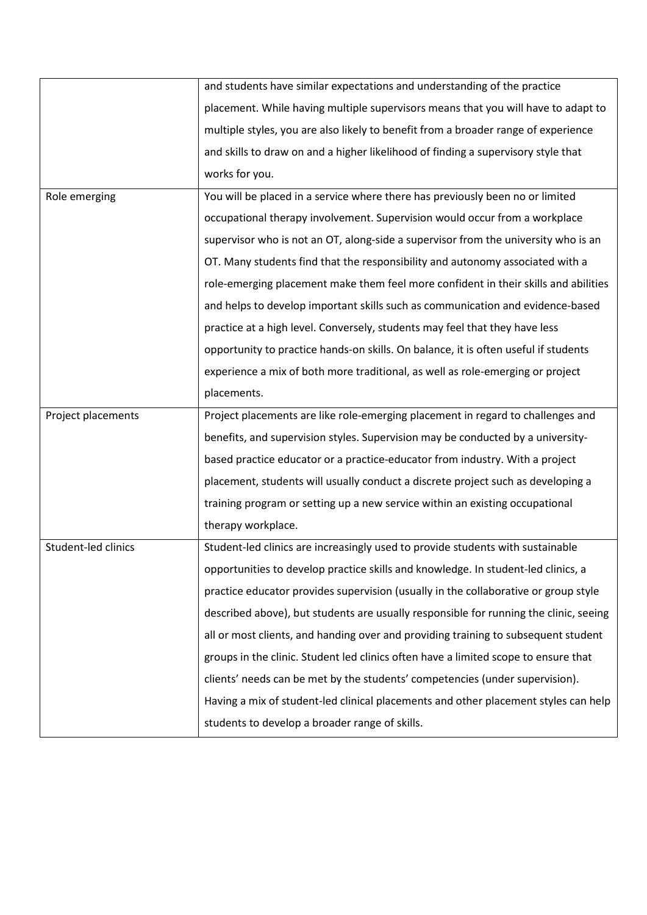| | |
|---|---|
| | and students have similar expectations and understanding of the practice placement. While having multiple supervisors means that you will have to adapt to multiple styles, you are also likely to benefit from a broader range of experience and skills to draw on and a higher likelihood of finding a supervisory style that works for you. |
| Role emerging | You will be placed in a service where there has previously been no or limited occupational therapy involvement. Supervision would occur from a workplace supervisor who is not an OT, along-side a supervisor from the university who is an OT. Many students find that the responsibility and autonomy associated with a role-emerging placement make them feel more confident in their skills and abilities and helps to develop important skills such as communication and evidence-based practice at a high level. Conversely, students may feel that they have less opportunity to practice hands-on skills. On balance, it is often useful if students experience a mix of both more traditional, as well as role-emerging or project placements. |
| Project placements | Project placements are like role-emerging placement in regard to challenges and benefits, and supervision styles. Supervision may be conducted by a university-based practice educator or a practice-educator from industry. With a project placement, students will usually conduct a discrete project such as developing a training program or setting up a new service within an existing occupational therapy workplace. |
| Student-led clinics | Student-led clinics are increasingly used to provide students with sustainable opportunities to develop practice skills and knowledge. In student-led clinics, a practice educator provides supervision (usually in the collaborative or group style described above), but students are usually responsible for running the clinic, seeing all or most clients, and handing over and providing training to subsequent student groups in the clinic. Student led clinics often have a limited scope to ensure that clients' needs can be met by the students' competencies (under supervision). Having a mix of student-led clinical placements and other placement styles can help students to develop a broader range of skills. |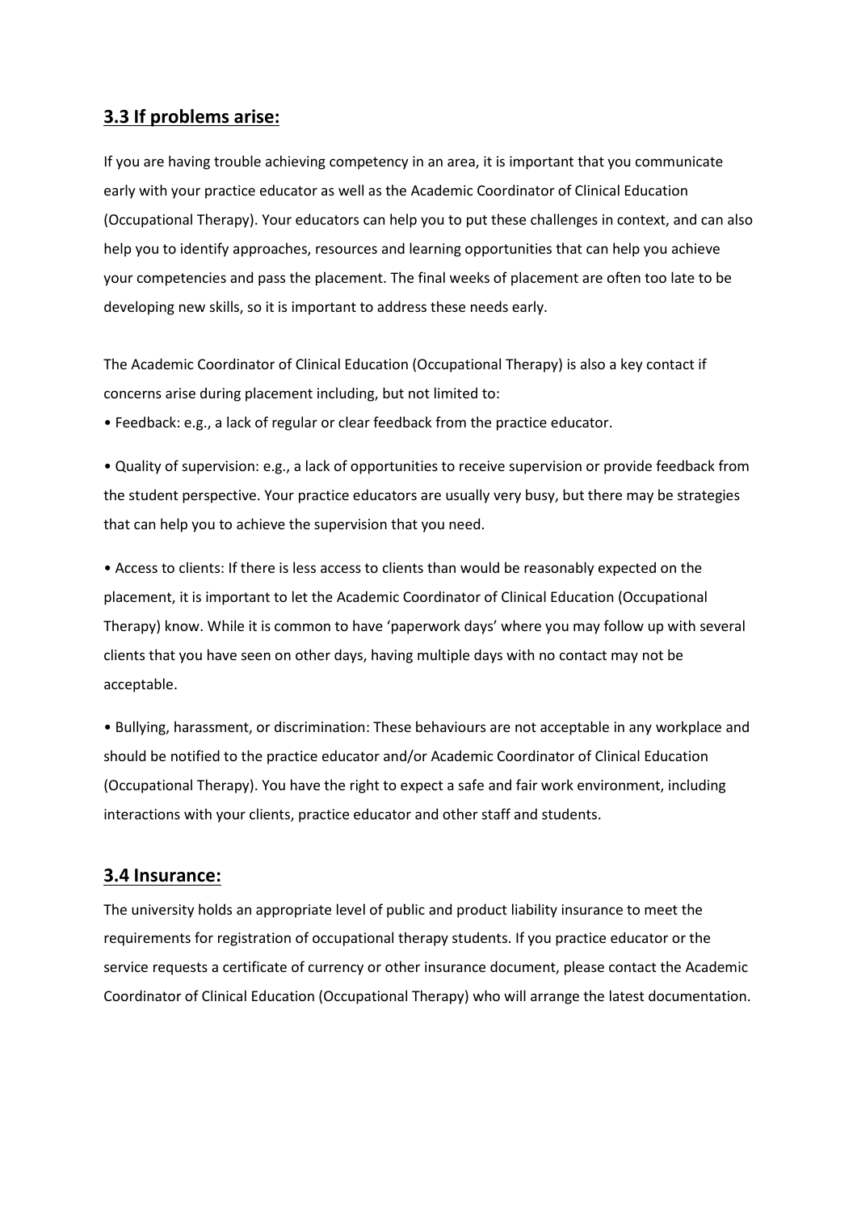## 3.3 If problems arise:

If you are having trouble achieving competency in an area, it is important that you communicate early with your practice educator as well as the Academic Coordinator of Clinical Education (Occupational Therapy). Your educators can help you to put these challenges in context, and can also help you to identify approaches, resources and learning opportunities that can help you achieve your competencies and pass the placement. The final weeks of placement are often too late to be developing new skills, so it is important to address these needs early.

The Academic Coordinator of Clinical Education (Occupational Therapy) is also a key contact if concerns arise during placement including, but not limited to:

- Feedback: e.g., a lack of regular or clear feedback from the practice educator.
- Quality of supervision: e.g., a lack of opportunities to receive supervision or provide feedback from the student perspective. Your practice educators are usually very busy, but there may be strategies that can help you to achieve the supervision that you need.
- Access to clients: If there is less access to clients than would be reasonably expected on the placement, it is important to let the Academic Coordinator of Clinical Education (Occupational Therapy) know. While it is common to have 'paperwork days' where you may follow up with several clients that you have seen on other days, having multiple days with no contact may not be acceptable.
- Bullying, harassment, or discrimination: These behaviours are not acceptable in any workplace and should be notified to the practice educator and/or Academic Coordinator of Clinical Education (Occupational Therapy). You have the right to expect a safe and fair work environment, including interactions with your clients, practice educator and other staff and students.

## 3.4 Insurance:

The university holds an appropriate level of public and product liability insurance to meet the requirements for registration of occupational therapy students. If you practice educator or the service requests a certificate of currency or other insurance document, please contact the Academic Coordinator of Clinical Education (Occupational Therapy) who will arrange the latest documentation.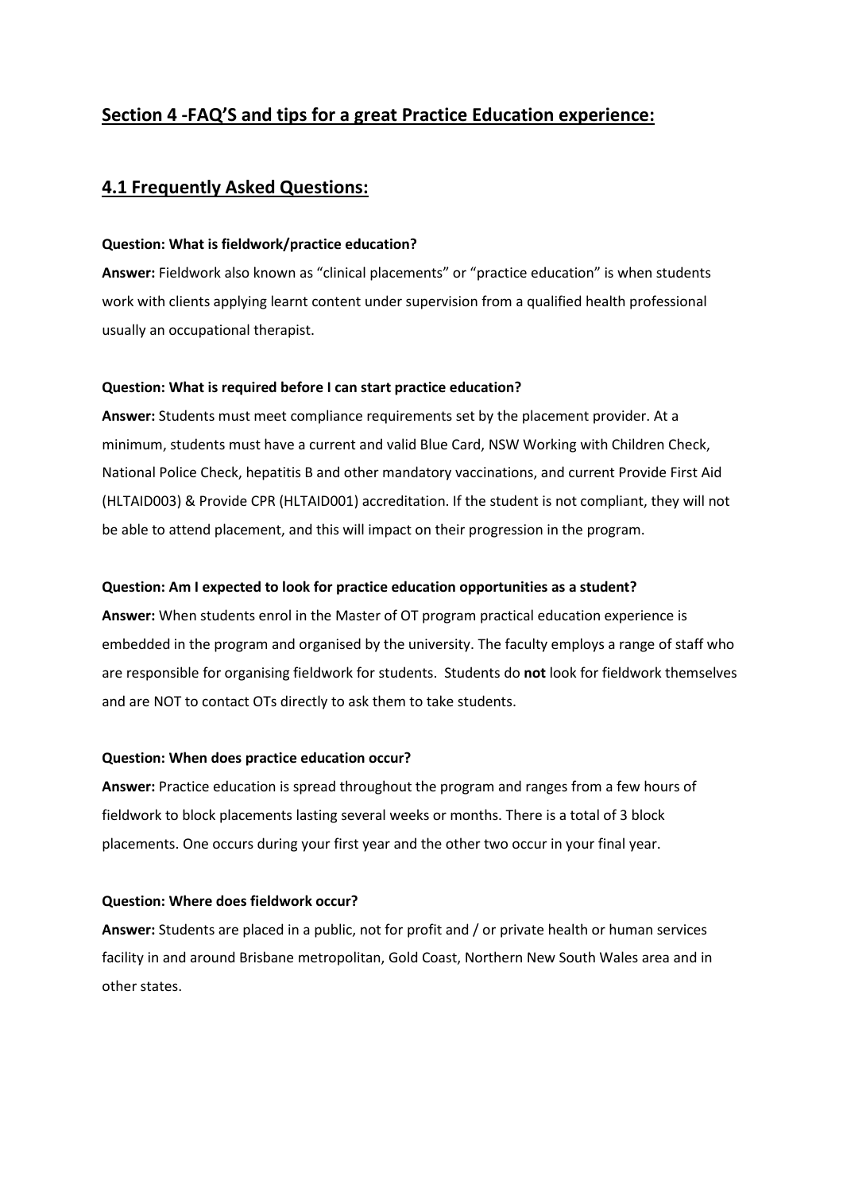## Section 4 -FAQ'S and tips for a great Practice Education experience:

### 4.1 Frequently Asked Questions:

**Question: What is fieldwork/practice education?**

**Answer:** Fieldwork also known as "clinical placements" or "practice education" is when students work with clients applying learnt content under supervision from a qualified health professional usually an occupational therapist.

**Question: What is required before I can start practice education?**

**Answer:** Students must meet compliance requirements set by the placement provider. At a minimum, students must have a current and valid Blue Card, NSW Working with Children Check, National Police Check, hepatitis B and other mandatory vaccinations, and current Provide First Aid (HLTAID003) & Provide CPR (HLTAID001) accreditation. If the student is not compliant, they will not be able to attend placement, and this will impact on their progression in the program.

**Question: Am I expected to look for practice education opportunities as a student?**

**Answer:** When students enrol in the Master of OT program practical education experience is embedded in the program and organised by the university. The faculty employs a range of staff who are responsible for organising fieldwork for students. Students do **not** look for fieldwork themselves and are NOT to contact OTs directly to ask them to take students.

**Question: When does practice education occur?**

**Answer:** Practice education is spread throughout the program and ranges from a few hours of fieldwork to block placements lasting several weeks or months. There is a total of 3 block placements. One occurs during your first year and the other two occur in your final year.

**Question: Where does fieldwork occur?**

**Answer:** Students are placed in a public, not for profit and / or private health or human services facility in and around Brisbane metropolitan, Gold Coast, Northern New South Wales area and in other states.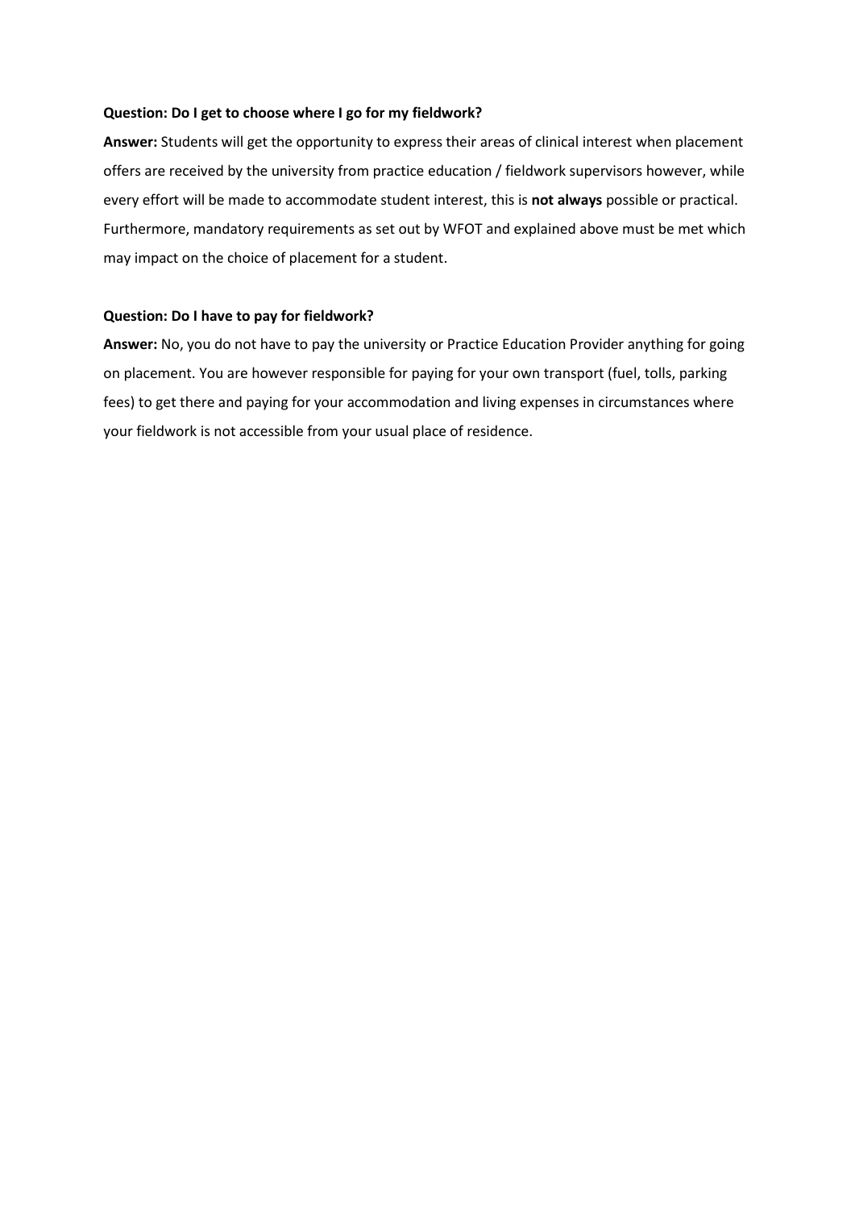**Question: Do I get to choose where I go for my fieldwork?**

**Answer:** Students will get the opportunity to express their areas of clinical interest when placement offers are received by the university from practice education / fieldwork supervisors however, while every effort will be made to accommodate student interest, this is **not always** possible or practical. Furthermore, mandatory requirements as set out by WFOT and explained above must be met which may impact on the choice of placement for a student.

**Question: Do I have to pay for fieldwork?**

**Answer:** No, you do not have to pay the university or Practice Education Provider anything for going on placement. You are however responsible for paying for your own transport (fuel, tolls, parking fees) to get there and paying for your accommodation and living expenses in circumstances where your fieldwork is not accessible from your usual place of residence.